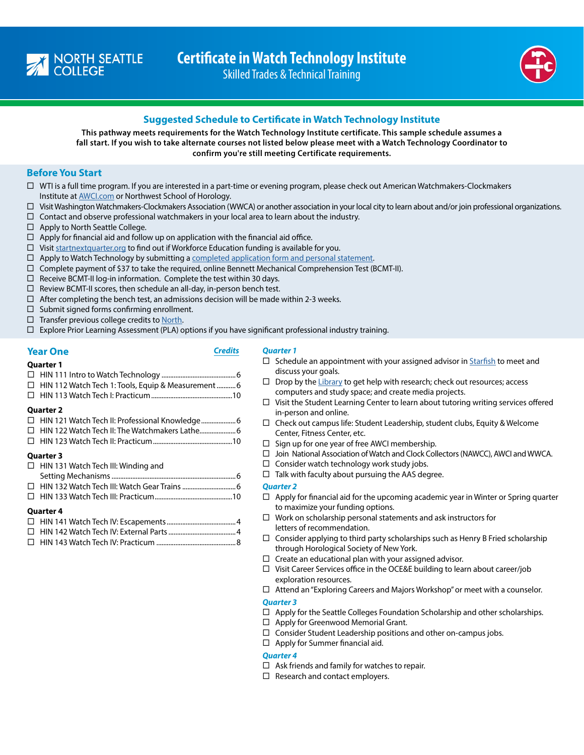NORTH SEATTLE COLLEGE

# Certificate in Watch Technology Institute

Skilled Trades & Technical Training

## Suggested Schedule to Certificate in Watch Technology Institute

**This pathway meets requirements for the Watch Technology Institute certificate. This sample schedule assumes a fall start. If you wish to take alternate courses not listed below please meet with a Watch Technology Coordinator to confirm you're still meeting Certificate requirements.**

## Before You Start

- ☐ WTI is a full time program. If you are interested in a part-time or evening program, please check out American Watchmakers-Clockmakers Institute at AWCI.com or Northwest School of Horology.
- ☐ Visit Washington Watchmakers-Clockmakers Association (WWCA) or another association in your local city to learn about and/or join professional organizations.
- ☐ Contact and observe professional watchmakers in your local area to learn about the industry.
- ☐ Apply to North Seattle College.
- ☐ Apply for financial aid and follow up on application with the financial aid office.
- ☐ Visit startnextquarter.org to find out if Workforce Education funding is available for you.
- ☐ Apply to Watch Technology by submitting a completed application form and personal statement.
- ☐ Complete payment of $37 to take the required, online Bennett Mechanical Comprehension Test (BCMT-II).
- ☐ Receive BCMT-II log-in information. Complete the test within 30 days.
- ☐ Review BCMT-II scores, then schedule an all-day, in-person bench test.
- ☐ After completing the bench test, an admissions decision will be made within 2-3 weeks.
- ☐ Submit signed forms confirming enrollment.
- ☐ Transfer previous college credits to North.
- ☐ Explore Prior Learning Assessment (PLA) options if you have significant professional industry training.

## Year One

| Course | *Credits* |
|---|---|
| **Quarter 1** | |
| ☐ HIN 111 Intro to Watch Technology | 6 |
| ☐ HIN 112 Watch Tech 1: Tools, Equip & Measurement | 6 |
| ☐ HIN 113 Watch Tech I: Practicum | 10 |
| **Quarter 2** | |
| ☐ HIN 121 Watch Tech II: Professional Knowledge | 6 |
| ☐ HIN 122 Watch Tech II: The Watchmakers Lathe | 6 |
| ☐ HIN 123 Watch Tech II: Practicum | 10 |
| **Quarter 3** | |
| ☐ HIN 131 Watch Tech III: Winding and Setting Mechanisms | 6 |
| ☐ HIN 132 Watch Tech III: Watch Gear Trains | 6 |
| ☐ HIN 133 Watch Tech III: Practicum | 10 |
| **Quarter 4** | |
| ☐ HIN 141 Watch Tech IV: Escapements | 4 |
| ☐ HIN 142 Watch Tech IV: External Parts | 4 |
| ☐ HIN 143 Watch Tech IV: Practicum | 8 |

### *Quarter 1*

- ☐ Schedule an appointment with your assigned advisor in Starfish to meet and discuss your goals.
- ☐ Drop by the Library to get help with research; check out resources; access computers and study space; and create media projects.
- ☐ Visit the Student Learning Center to learn about tutoring writing services offered in-person and online.
- ☐ Check out campus life: Student Leadership, student clubs, Equity & Welcome Center, Fitness Center, etc.
- ☐ Sign up for one year of free AWCI membership.
- ☐ Join National Association of Watch and Clock Collectors (NAWCC), AWCI and WWCA.
- ☐ Consider watch technology work study jobs.
- ☐ Talk with faculty about pursuing the AAS degree.

### *Quarter 2*

- ☐ Apply for financial aid for the upcoming academic year in Winter or Spring quarter to maximize your funding options.
- ☐ Work on scholarship personal statements and ask instructors for letters of recommendation.
- ☐ Consider applying to third party scholarships such as Henry B Fried scholarship through Horological Society of New York.
- ☐ Create an educational plan with your assigned advisor.
- ☐ Visit Career Services office in the OCE&E building to learn about career/job exploration resources.
- ☐ Attend an "Exploring Careers and Majors Workshop" or meet with a counselor.

### *Quarter 3*

- ☐ Apply for the Seattle Colleges Foundation Scholarship and other scholarships.
- ☐ Apply for Greenwood Memorial Grant.
- ☐ Consider Student Leadership positions and other on-campus jobs.
- ☐ Apply for Summer financial aid.

### *Quarter 4*

- ☐ Ask friends and family for watches to repair.
- ☐ Research and contact employers.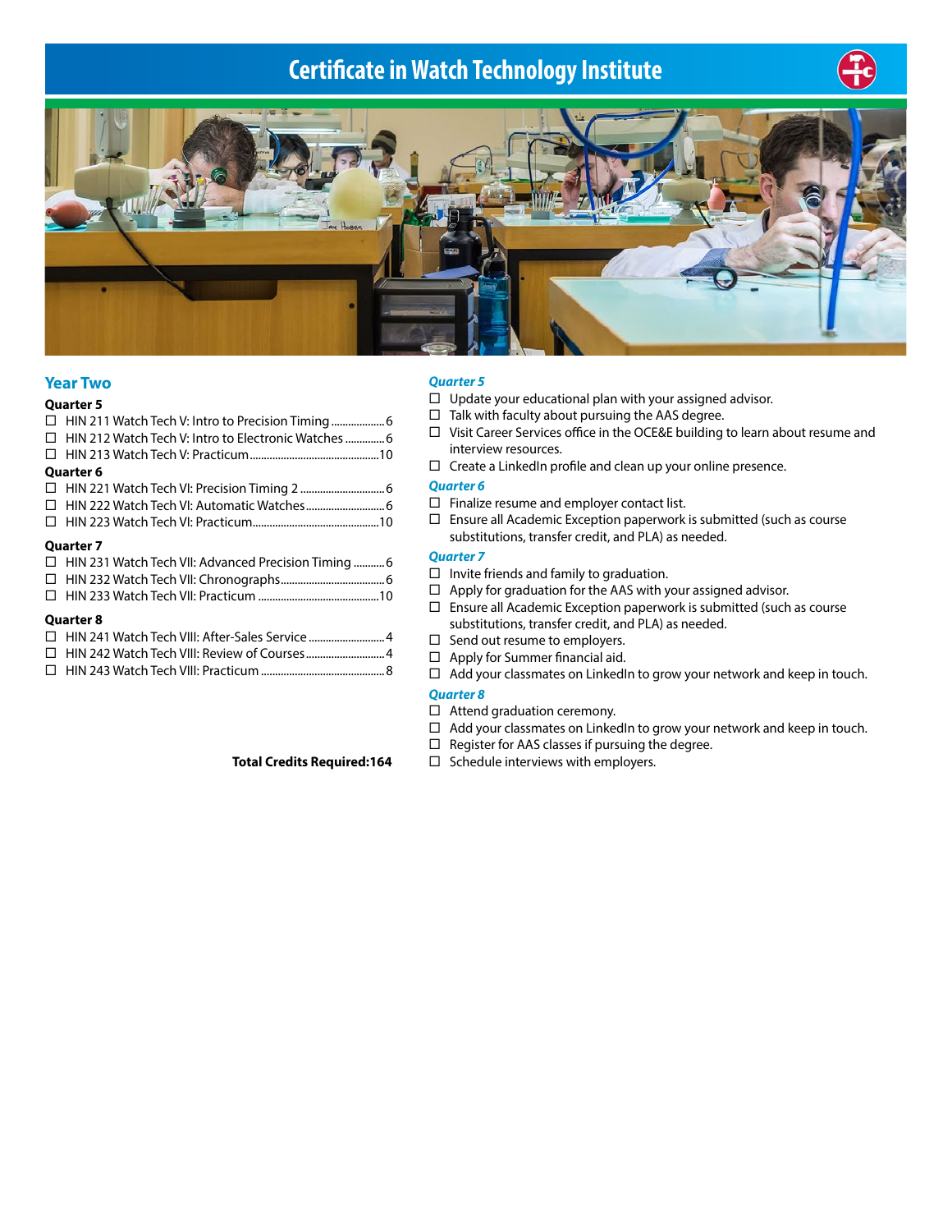# Certificate in Watch Technology Institute

## Year Two

### Quarter 5

- ☐ HIN 211 Watch Tech V: Intro to Precision Timing .................. 6
- ☐ HIN 212 Watch Tech V: Intro to Electronic Watches ............. 6
- ☐ HIN 213 Watch Tech V: Practicum ............................................ 10

### Quarter 6

- ☐ HIN 221 Watch Tech VI: Precision Timing 2 ............................ 6
- ☐ HIN 222 Watch Tech VI: Automatic Watches .......................... 6
- ☐ HIN 223 Watch Tech VI: Practicum ........................................... 10

### Quarter 7

- ☐ HIN 231 Watch Tech VII: Advanced Precision Timing ........... 6
- ☐ HIN 232 Watch Tech VII: Chronographs .................................... 6
- ☐ HIN 233 Watch Tech VII: Practicum .......................................... 10

### Quarter 8

- ☐ HIN 241 Watch Tech VIII: After-Sales Service .......................... 4
- ☐ HIN 242 Watch Tech VIII: Review of Courses ........................... 4
- ☐ HIN 243 Watch Tech VIII: Practicum .......................................... 8

**Total Credits Required:164**

### *Quarter 5*

- ☐ Update your educational plan with your assigned advisor.
- ☐ Talk with faculty about pursuing the AAS degree.
- ☐ Visit Career Services office in the OCE&E building to learn about resume and interview resources.
- ☐ Create a LinkedIn profile and clean up your online presence.

### *Quarter 6*

- ☐ Finalize resume and employer contact list.
- ☐ Ensure all Academic Exception paperwork is submitted (such as course substitutions, transfer credit, and PLA) as needed.

### *Quarter 7*

- ☐ Invite friends and family to graduation.
- ☐ Apply for graduation for the AAS with your assigned advisor.
- ☐ Ensure all Academic Exception paperwork is submitted (such as course substitutions, transfer credit, and PLA) as needed.
- ☐ Send out resume to employers.
- ☐ Apply for Summer financial aid.
- ☐ Add your classmates on LinkedIn to grow your network and keep in touch.

### *Quarter 8*

- ☐ Attend graduation ceremony.
- ☐ Add your classmates on LinkedIn to grow your network and keep in touch.
- ☐ Register for AAS classes if pursuing the degree.
- ☐ Schedule interviews with employers.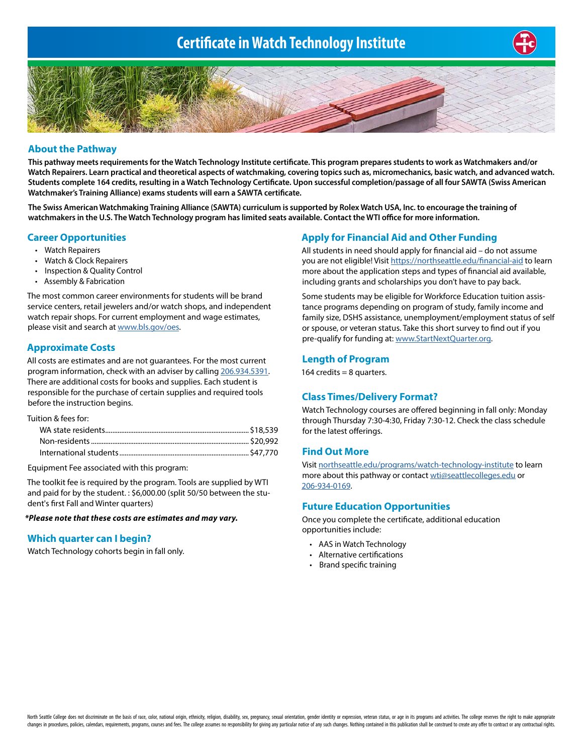# Certificate in Watch Technology Institute

## About the Pathway

**This pathway meets requirements for the Watch Technology Institute certificate. This program prepares students to work as Watchmakers and/or Watch Repairers. Learn practical and theoretical aspects of watchmaking, covering topics such as, micromechanics, basic watch, and advanced watch. Students complete 164 credits, resulting in a Watch Technology Certificate. Upon successful completion/passage of all four SAWTA (Swiss American Watchmaker's Training Alliance) exams students will earn a SAWTA certificate.**

**The Swiss American Watchmaking Training Alliance (SAWTA) curriculum is supported by Rolex Watch USA, Inc. to encourage the training of watchmakers in the U.S. The Watch Technology program has limited seats available. Contact the WTI office for more information.**

## Career Opportunities

- Watch Repairers
- Watch & Clock Repairers
- Inspection & Quality Control
- Assembly & Fabrication

The most common career environments for students will be brand service centers, retail jewelers and/or watch shops, and independent watch repair shops. For current employment and wage estimates, please visit and search at www.bls.gov/oes.

## Approximate Costs

All costs are estimates and are not guarantees. For the most current program information, check with an adviser by calling 206.934.5391. There are additional costs for books and supplies. Each student is responsible for the purchase of certain supplies and required tools before the instruction begins.

Tuition & fees for:

| | |
|---|---|
| WA state residents | $18,539 |
| Non-residents | $20,992 |
| International students | $47,770 |

Equipment Fee associated with this program:

The toolkit fee is required by the program. Tools are supplied by WTI and paid for by the student. : $6,000.00 (split 50/50 between the student's first Fall and Winter quarters)

***Please note that these costs are estimates and may vary.***

## Which quarter can I begin?

Watch Technology cohorts begin in fall only.

## Apply for Financial Aid and Other Funding

All students in need should apply for financial aid – do not assume you are not eligible! Visit https://northseattle.edu/financial-aid to learn more about the application steps and types of financial aid available, including grants and scholarships you don't have to pay back.

Some students may be eligible for Workforce Education tuition assistance programs depending on program of study, family income and family size, DSHS assistance, unemployment/employment status of self or spouse, or veteran status. Take this short survey to find out if you pre-qualify for funding at: www.StartNextQuarter.org.

## Length of Program

164 credits = 8 quarters.

## Class Times/Delivery Format?

Watch Technology courses are offered beginning in fall only: Monday through Thursday 7:30-4:30, Friday 7:30-12. Check the class schedule for the latest offerings.

## Find Out More

Visit northseattle.edu/programs/watch-technology-institute to learn more about this pathway or contact wti@seattlecolleges.edu or 206-934-0169.

## Future Education Opportunities

Once you complete the certificate, additional education opportunities include:

- AAS in Watch Technology
- Alternative certifications
- Brand specific training

North Seattle College does not discriminate on the basis of race, color, national origin, ethnicity, religion, disability, sex, pregnancy, sexual orientation, gender identity or expression, veteran status, or age in its programs and activities. The college reserves the right to make appropriate changes in procedures, policies, calendars, requirements, programs, courses and fees. The college assumes no responsibility for giving any particular notice of any such changes. Nothing contained in this publication shall be construed to create any offer to contract or any contractual rights.